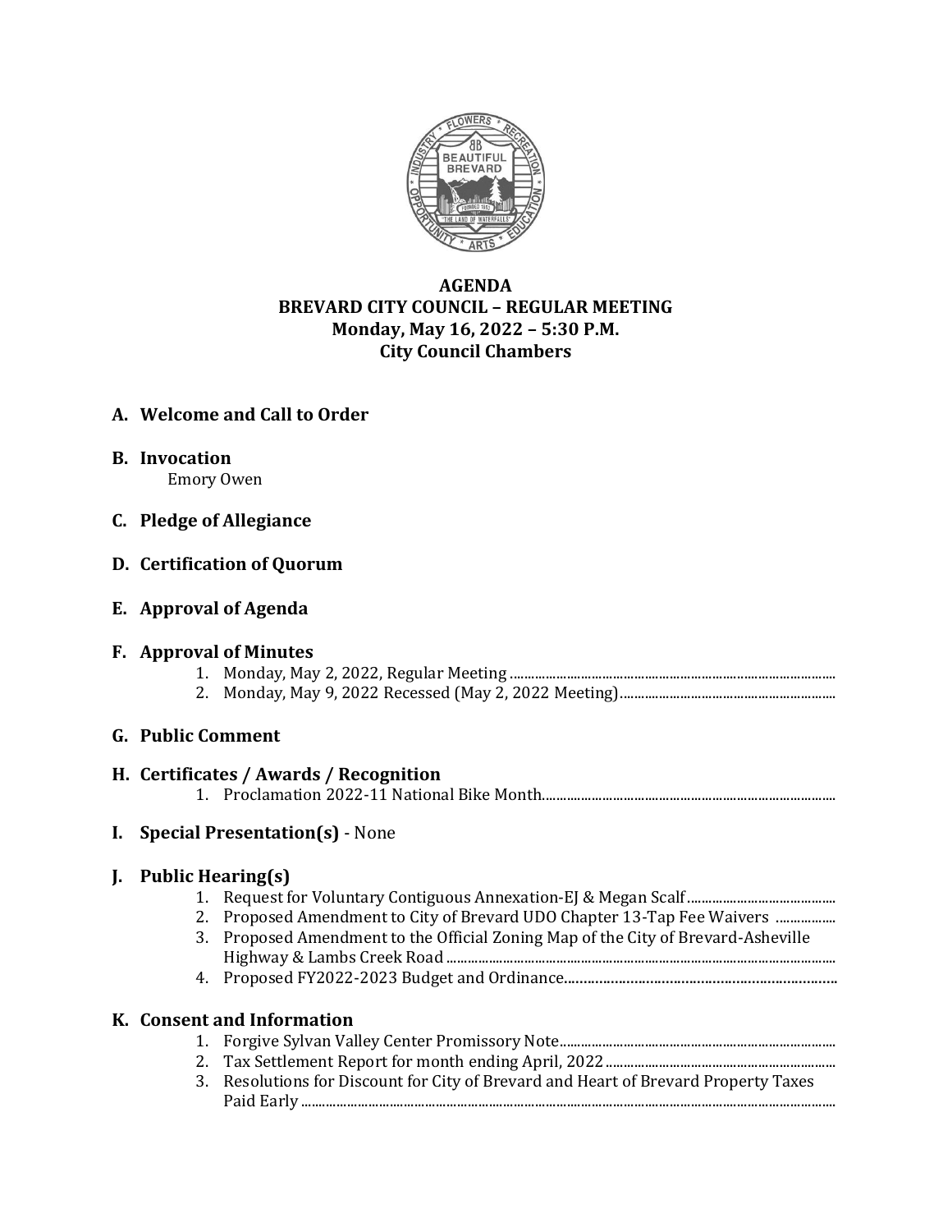# AGENDA
## BREVARD CITY COUNCIL – REGULAR MEETING
### Monday, May 16, 2022 – 5:30 P.M.
### City Council Chambers

**A. Welcome and Call to Order**

**B. Invocation**
Emory Owen

**C. Pledge of Allegiance**

**D. Certification of Quorum**

**E. Approval of Agenda**

**F. Approval of Minutes**
1. Monday, May 2, 2022, Regular Meeting
2. Monday, May 9, 2022 Recessed (May 2, 2022 Meeting)

**G. Public Comment**

**H. Certificates / Awards / Recognition**
1. Proclamation 2022-11 National Bike Month

**I. Special Presentation(s)** - None

**J. Public Hearing(s)**
1. Request for Voluntary Contiguous Annexation-EJ & Megan Scalf
2. Proposed Amendment to City of Brevard UDO Chapter 13-Tap Fee Waivers
3. Proposed Amendment to the Official Zoning Map of the City of Brevard-Asheville Highway & Lambs Creek Road
4. Proposed FY2022-2023 Budget and Ordinance

**K. Consent and Information**
1. Forgive Sylvan Valley Center Promissory Note
2. Tax Settlement Report for month ending April, 2022
3. Resolutions for Discount for City of Brevard and Heart of Brevard Property Taxes Paid Early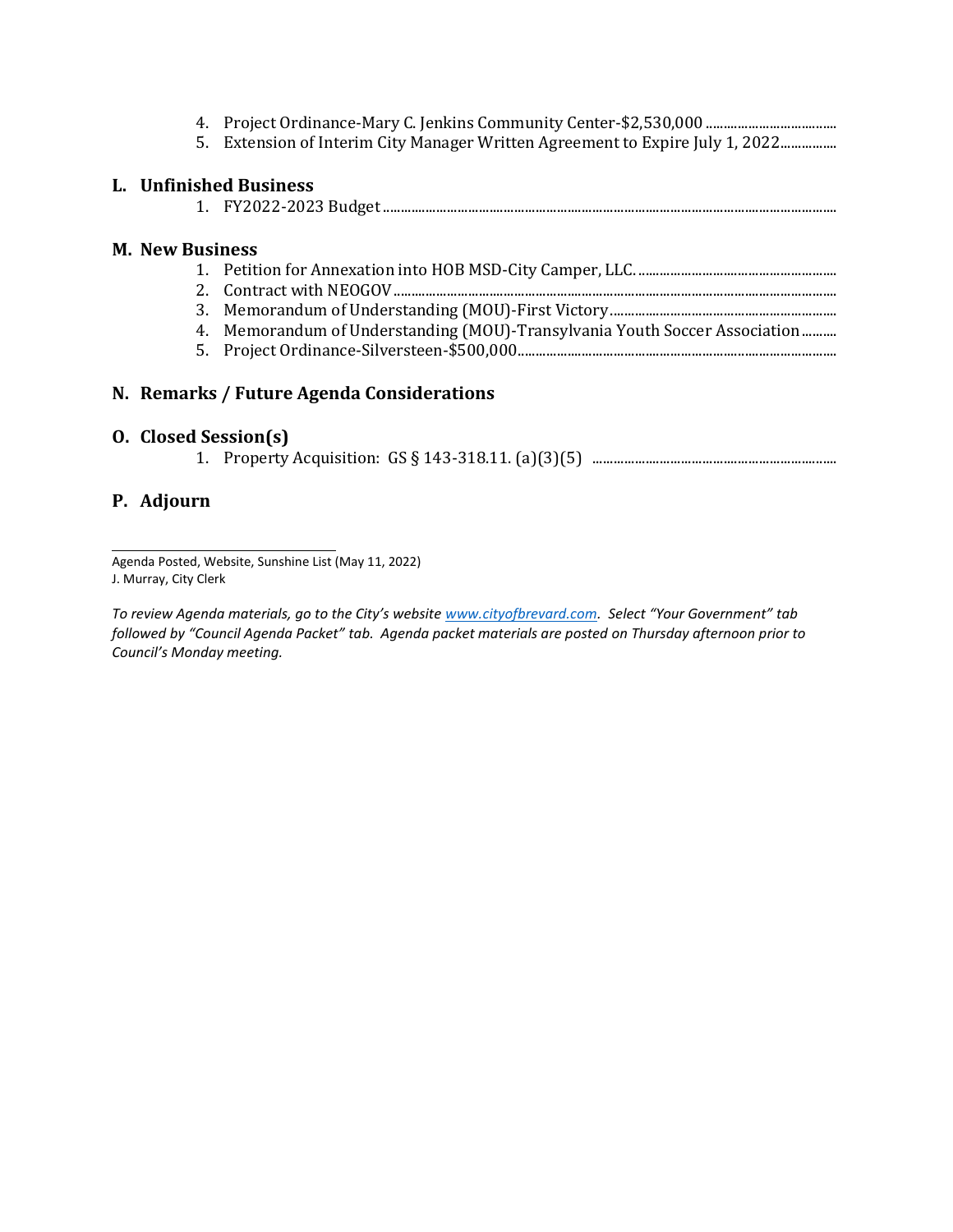4. Project Ordinance-Mary C. Jenkins Community Center-$2,530,000 ....................................
5. Extension of Interim City Manager Written Agreement to Expire July 1, 2022................

## L. Unfinished Business

1. FY2022-2023 Budget ..............................................................................................................................

## M. New Business

1. Petition for Annexation into HOB MSD-City Camper, LLC. ........................................................
2. Contract with NEOGOV ...........................................................................................................................
3. Memorandum of Understanding (MOU)-First Victory ...............................................................
4. Memorandum of Understanding (MOU)-Transylvania Youth Soccer Association ..........
5. Project Ordinance-Silversteen-$500,000.........................................................................................

## N. Remarks / Future Agenda Considerations

## O. Closed Session(s)

1. Property Acquisition: GS § 143-318.11. (a)(3)(5) .....................................................................

## P. Adjourn

---

Agenda Posted, Website, Sunshine List (May 11, 2022)
J. Murray, City Clerk

*To review Agenda materials, go to the City's website [www.cityofbrevard.com](http://www.cityofbrevard.com). Select "Your Government" tab followed by "Council Agenda Packet" tab. Agenda packet materials are posted on Thursday afternoon prior to Council's Monday meeting.*